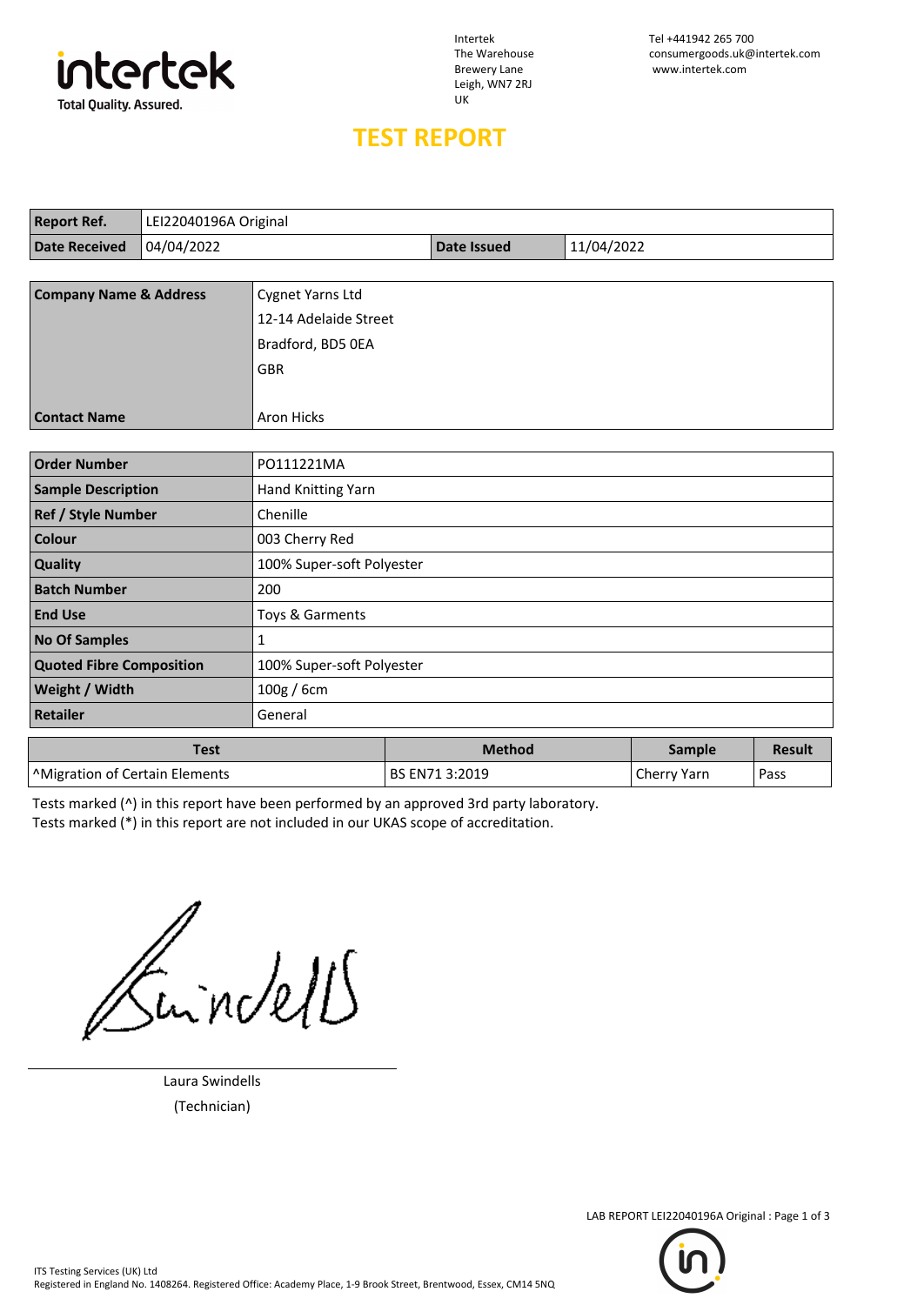intertek
Total Quality. Assured.

Intertek
The Warehouse
Brewery Lane
Leigh, WN7 2RJ
UK

Tel +441942 265 700
consumergoods.uk@intertek.com
www.intertek.com

# TEST REPORT

| **Report Ref.** | LEI22040196A Original | | |
|---|---|---|---|
| **Date Received** | 04/04/2022 | **Date Issued** | 11/04/2022 |

| **Company Name & Address** | Cygnet Yarns Ltd<br>12-14 Adelaide Street<br>Bradford, BD5 0EA<br>GBR |
|---|---|
| **Contact Name** | Aron Hicks |

| **Order Number** | PO111221MA |
|---|---|
| **Sample Description** | Hand Knitting Yarn |
| **Ref / Style Number** | Chenille |
| **Colour** | 003 Cherry Red |
| **Quality** | 100% Super-soft Polyester |
| **Batch Number** | 200 |
| **End Use** | Toys & Garments |
| **No Of Samples** | 1 |
| **Quoted Fibre Composition** | 100% Super-soft Polyester |
| **Weight / Width** | 100g / 6cm |
| **Retailer** | General |

| Test | Method | Sample | Result |
|---|---|---|---|
| ^Migration of Certain Elements | BS EN71 3:2019 | Cherry Yarn | Pass |

Tests marked (^) in this report have been performed by an approved 3rd party laboratory.
Tests marked (*) in this report are not included in our UKAS scope of accreditation.

Laura Swindells
(Technician)

ITS Testing Services (UK) Ltd
Registered in England No. 1408264. Registered Office: Academy Place, 1-9 Brook Street, Brentwood, Essex, CM14 5NQ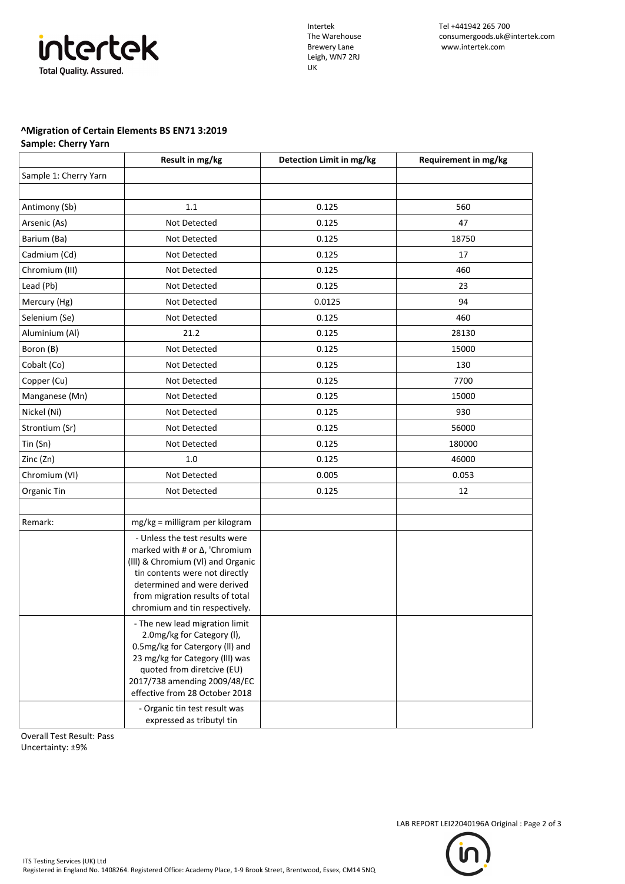Intertek
The Warehouse
Brewery Lane
Leigh, WN7 2RJ
UK

Tel +441942 265 700
consumergoods.uk@intertek.com
www.intertek.com

**^Migration of Certain Elements BS EN71 3:2019**
**Sample: Cherry Yarn**

| | Result in mg/kg | Detection Limit in mg/kg | Requirement in mg/kg |
|---|---|---|---|
| Sample 1: Cherry Yarn | | | |
| | | | |
| Antimony (Sb) | 1.1 | 0.125 | 560 |
| Arsenic (As) | Not Detected | 0.125 | 47 |
| Barium (Ba) | Not Detected | 0.125 | 18750 |
| Cadmium (Cd) | Not Detected | 0.125 | 17 |
| Chromium (III) | Not Detected | 0.125 | 460 |
| Lead (Pb) | Not Detected | 0.125 | 23 |
| Mercury (Hg) | Not Detected | 0.0125 | 94 |
| Selenium (Se) | Not Detected | 0.125 | 460 |
| Aluminium (Al) | 21.2 | 0.125 | 28130 |
| Boron (B) | Not Detected | 0.125 | 15000 |
| Cobalt (Co) | Not Detected | 0.125 | 130 |
| Copper (Cu) | Not Detected | 0.125 | 7700 |
| Manganese (Mn) | Not Detected | 0.125 | 15000 |
| Nickel (Ni) | Not Detected | 0.125 | 930 |
| Strontium (Sr) | Not Detected | 0.125 | 56000 |
| Tin (Sn) | Not Detected | 0.125 | 180000 |
| Zinc (Zn) | 1.0 | 0.125 | 46000 |
| Chromium (VI) | Not Detected | 0.005 | 0.053 |
| Organic Tin | Not Detected | 0.125 | 12 |
| | | | |
| Remark: | mg/kg = milligram per kilogram | | |
| | - Unless the test results were marked with # or Δ, 'Chromium (III) & Chromium (VI) and Organic tin contents were not directly determined and were derived from migration results of total chromium and tin respectively. | | |
| | - The new lead migration limit 2.0mg/kg for Category (I), 0.5mg/kg for Catergory (II) and 23 mg/kg for Category (III) was quoted from diretcive (EU) 2017/738 amending 2009/48/EC effective from 28 October 2018 | | |
| | - Organic tin test result was expressed as tributyl tin | | |

Overall Test Result: Pass
Uncertainty: ±9%

LAB REPORT LEI22040196A Original

ITS Testing Services (UK) Ltd
Registered in England No. 1408264. Registered Office: Academy Place, 1-9 Brook Street, Brentwood, Essex, CM14 5NQ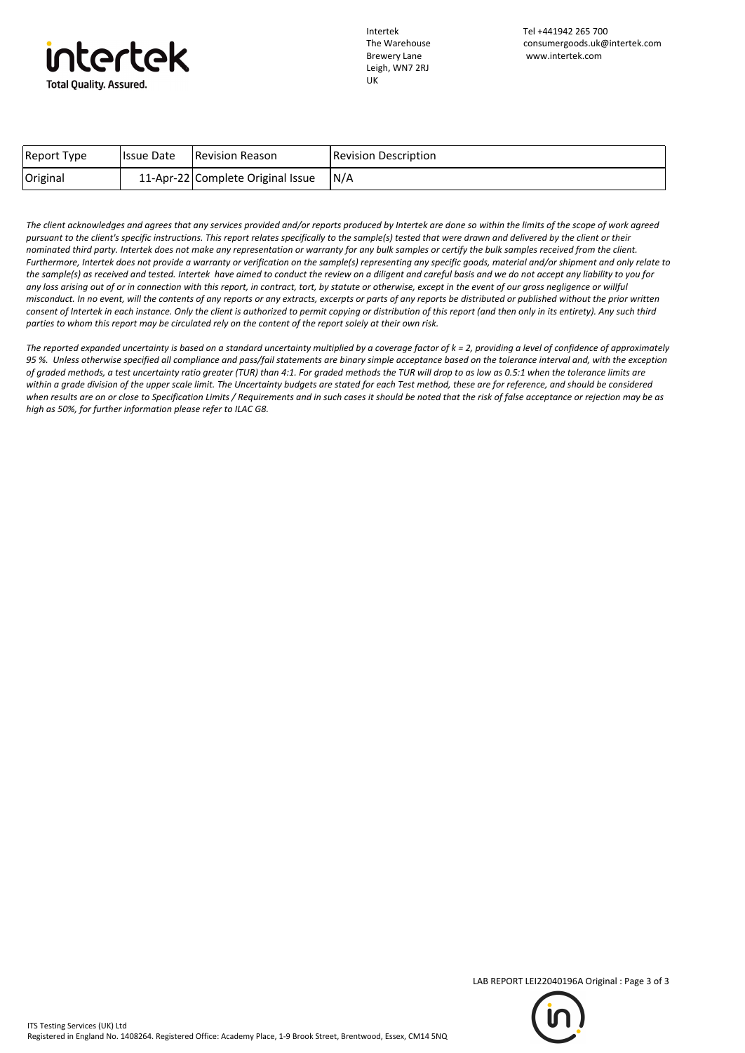**intertek**
**Total Quality. Assured.**

Intertek
The Warehouse
Brewery Lane
Leigh, WN7 2RJ
UK

Tel +441942 265 700
consumergoods.uk@intertek.com
www.intertek.com

| Report Type | Issue Date | Revision Reason | Revision Description |
|---|---|---|---|
| Original | 11-Apr-22 | Complete Original Issue | N/A |

*The client acknowledges and agrees that any services provided and/or reports produced by Intertek are done so within the limits of the scope of work agreed pursuant to the client's specific instructions. This report relates specifically to the sample(s) tested that were drawn and delivered by the client or their nominated third party. Intertek does not make any representation or warranty for any bulk samples or certify the bulk samples received from the client. Furthermore, Intertek does not provide a warranty or verification on the sample(s) representing any specific goods, material and/or shipment and only relate to the sample(s) as received and tested. Intertek have aimed to conduct the review on a diligent and careful basis and we do not accept any liability to you for any loss arising out of or in connection with this report, in contract, tort, by statute or otherwise, except in the event of our gross negligence or willful misconduct. In no event, will the contents of any reports or any extracts, excerpts or parts of any reports be distributed or published without the prior written consent of Intertek in each instance. Only the client is authorized to permit copying or distribution of this report (and then only in its entirety). Any such third parties to whom this report may be circulated rely on the content of the report solely at their own risk.*

*The reported expanded uncertainty is based on a standard uncertainty multiplied by a coverage factor of k = 2, providing a level of confidence of approximately 95 %. Unless otherwise specified all compliance and pass/fail statements are binary simple acceptance based on the tolerance interval and, with the exception of graded methods, a test uncertainty ratio greater (TUR) than 4:1. For graded methods the TUR will drop to as low as 0.5:1 when the tolerance limits are within a grade division of the upper scale limit. The Uncertainty budgets are stated for each Test method, these are for reference, and should be considered when results are on or close to Specification Limits / Requirements and in such cases it should be noted that the risk of false acceptance or rejection may be as high as 50%, for further information please refer to ILAC G8.*

LAB REPORT LEI22040196A Original

ITS Testing Services (UK) Ltd
Registered in England No. 1408264. Registered Office: Academy Place, 1-9 Brook Street, Brentwood, Essex, CM14 5NQ